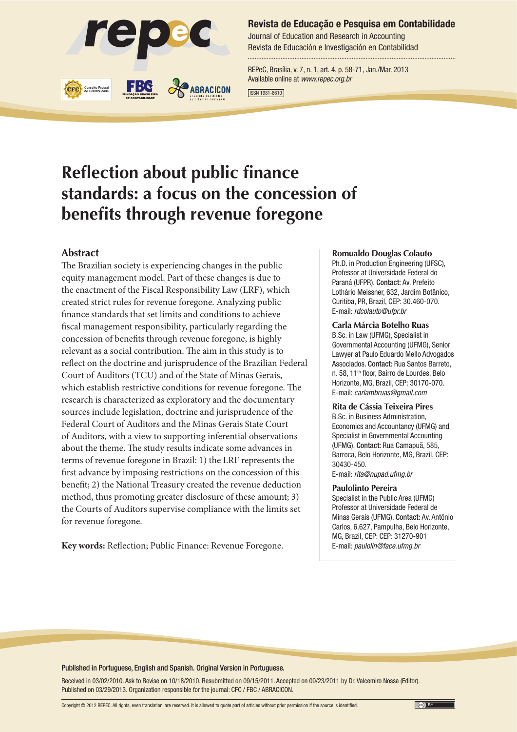# Reflection about public finance standards: a focus on the concession of benefits through revenue foregone

## Abstract

The Brazilian society is experiencing changes in the public equity management model. Part of these changes is due to the enactment of the Fiscal Responsibility Law (LRF), which created strict rules for revenue foregone. Analyzing public finance standards that set limits and conditions to achieve fiscal management responsibility, particularly regarding the concession of benefits through revenue foregone, is highly relevant as a social contribution. The aim in this study is to reflect on the doctrine and jurisprudence of the Brazilian Federal Court of Auditors (TCU) and of the State of Minas Gerais, which establish restrictive conditions for revenue foregone. The research is characterized as exploratory and the documentary sources include legislation, doctrine and jurisprudence of the Federal Court of Auditors and the Minas Gerais State Court of Auditors, with a view to supporting inferential observations about the theme. The study results indicate some advances in terms of revenue foregone in Brazil: 1) the LRF represents the first advance by imposing restrictions on the concession of this benefit; 2) the National Treasury created the revenue deduction method, thus promoting greater disclosure of these amount; 3) the Courts of Auditors supervise compliance with the limits set for revenue foregone.

**Key words:** Reflection; Public Finance: Revenue Foregone.

**Romualdo Douglas Colauto**
Ph.D. in Production Engineering (UFSC), Professor at Universidade Federal do Paraná (UFPR). **Contact:** Av. Prefeito Lothário Meissner, 632, Jardim Botânico, Curitiba, PR, Brazil, CEP: 30.460-070.
E-mail: *rdcolauto@ufpr.br*

**Carla Márcia Botelho Ruas**
B.Sc. in Law (UFMG), Specialist in Governmental Accounting (UFMG), Senior Lawyer at Paulo Eduardo Mello Advogados Associados. **Contact:** Rua Santos Barreto, n. 58, 11th floor, Bairro de Lourdes, Belo Horizonte, MG, Brazil, CEP: 30170-070.
E-mail: *carlambruas@gmail.com*

**Rita de Cássia Teixeira Pires**
B.Sc. in Business Administration, Economics and Accountancy (UFMG) and Specialist in Governmental Accounting (UFMG). **Contact:** Rua Camapuã, 585, Barroca, Belo Horizonte, MG, Brazil, CEP: 30430-450.
E-mail: *rita@nupad.ufmg.br*

**Paulolinto Pereira**
Specialist in the Public Area (UFMG) Professor at Universidade Federal de Minas Gerais (UFMG). **Contact:** Av. Antônio Carlos, 6.627, Pampulha, Belo Horizonte, MG, Brazil, CEP: CEP: 31270-901
E-mail: *paulolin@face.ufmg.br*

Published in Portuguese, English and Spanish. Original Version in Portuguese.

Received in 03/02/2010. Ask to Revise on 10/18/2010. Resubmitted on 09/15/2011. Accepted on 09/23/2011 by Dr. Valcemiro Nossa (Editor). Published on 03/29/2013. Organization responsible for the journal: CFC / FBC / ABRACICON.

Copyright © 2012 REPEC. All rights, even translation, are reserved. It is allowed to quote part of articles without prior permission if the source is identified.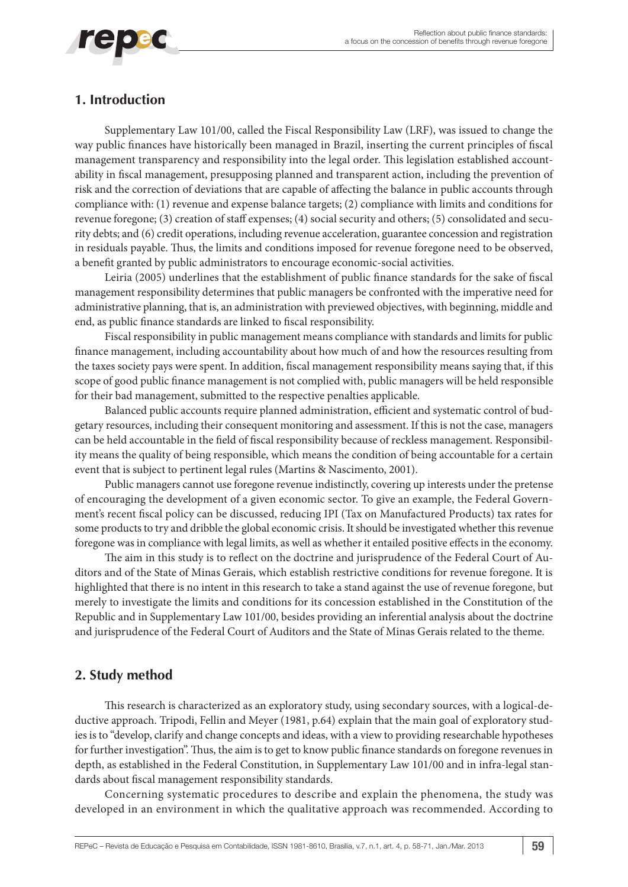## 1. Introduction

Supplementary Law 101/00, called the Fiscal Responsibility Law (LRF), was issued to change the way public finances have historically been managed in Brazil, inserting the current principles of fiscal management transparency and responsibility into the legal order. This legislation established accountability in fiscal management, presupposing planned and transparent action, including the prevention of risk and the correction of deviations that are capable of affecting the balance in public accounts through compliance with: (1) revenue and expense balance targets; (2) compliance with limits and conditions for revenue foregone; (3) creation of staff expenses; (4) social security and others; (5) consolidated and security debts; and (6) credit operations, including revenue acceleration, guarantee concession and registration in residuals payable. Thus, the limits and conditions imposed for revenue foregone need to be observed, a benefit granted by public administrators to encourage economic-social activities.

Leiria (2005) underlines that the establishment of public finance standards for the sake of fiscal management responsibility determines that public managers be confronted with the imperative need for administrative planning, that is, an administration with previewed objectives, with beginning, middle and end, as public finance standards are linked to fiscal responsibility.

Fiscal responsibility in public management means compliance with standards and limits for public finance management, including accountability about how much of and how the resources resulting from the taxes society pays were spent. In addition, fiscal management responsibility means saying that, if this scope of good public finance management is not complied with, public managers will be held responsible for their bad management, submitted to the respective penalties applicable.

Balanced public accounts require planned administration, efficient and systematic control of budgetary resources, including their consequent monitoring and assessment. If this is not the case, managers can be held accountable in the field of fiscal responsibility because of reckless management. Responsibility means the quality of being responsible, which means the condition of being accountable for a certain event that is subject to pertinent legal rules (Martins & Nascimento, 2001).

Public managers cannot use foregone revenue indistinctly, covering up interests under the pretense of encouraging the development of a given economic sector. To give an example, the Federal Government's recent fiscal policy can be discussed, reducing IPI (Tax on Manufactured Products) tax rates for some products to try and dribble the global economic crisis. It should be investigated whether this revenue foregone was in compliance with legal limits, as well as whether it entailed positive effects in the economy.

The aim in this study is to reflect on the doctrine and jurisprudence of the Federal Court of Auditors and of the State of Minas Gerais, which establish restrictive conditions for revenue foregone. It is highlighted that there is no intent in this research to take a stand against the use of revenue foregone, but merely to investigate the limits and conditions for its concession established in the Constitution of the Republic and in Supplementary Law 101/00, besides providing an inferential analysis about the doctrine and jurisprudence of the Federal Court of Auditors and the State of Minas Gerais related to the theme.

## 2. Study method

This research is characterized as an exploratory study, using secondary sources, with a logical-deductive approach. Tripodi, Fellin and Meyer (1981, p.64) explain that the main goal of exploratory studies is to "develop, clarify and change concepts and ideas, with a view to providing researchable hypotheses for further investigation". Thus, the aim is to get to know public finance standards on foregone revenues in depth, as established in the Federal Constitution, in Supplementary Law 101/00 and in infra-legal standards about fiscal management responsibility standards.

Concerning systematic procedures to describe and explain the phenomena, the study was developed in an environment in which the qualitative approach was recommended. According to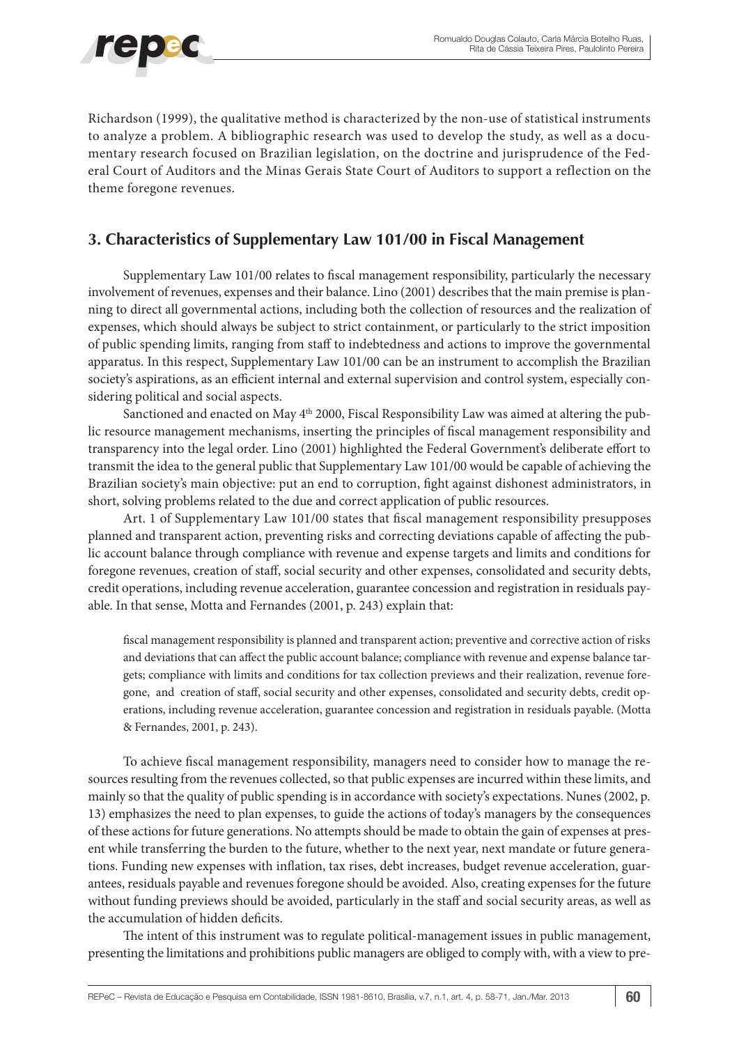Richardson (1999), the qualitative method is characterized by the non-use of statistical instruments to analyze a problem. A bibliographic research was used to develop the study, as well as a documentary research focused on Brazilian legislation, on the doctrine and jurisprudence of the Federal Court of Auditors and the Minas Gerais State Court of Auditors to support a reflection on the theme foregone revenues.

## 3. Characteristics of Supplementary Law 101/00 in Fiscal Management

Supplementary Law 101/00 relates to fiscal management responsibility, particularly the necessary involvement of revenues, expenses and their balance. Lino (2001) describes that the main premise is planning to direct all governmental actions, including both the collection of resources and the realization of expenses, which should always be subject to strict containment, or particularly to the strict imposition of public spending limits, ranging from staff to indebtedness and actions to improve the governmental apparatus. In this respect, Supplementary Law 101/00 can be an instrument to accomplish the Brazilian society's aspirations, as an efficient internal and external supervision and control system, especially considering political and social aspects.

Sanctioned and enacted on May 4th 2000, Fiscal Responsibility Law was aimed at altering the public resource management mechanisms, inserting the principles of fiscal management responsibility and transparency into the legal order. Lino (2001) highlighted the Federal Government's deliberate effort to transmit the idea to the general public that Supplementary Law 101/00 would be capable of achieving the Brazilian society's main objective: put an end to corruption, fight against dishonest administrators, in short, solving problems related to the due and correct application of public resources.

Art. 1 of Supplementary Law 101/00 states that fiscal management responsibility presupposes planned and transparent action, preventing risks and correcting deviations capable of affecting the public account balance through compliance with revenue and expense targets and limits and conditions for foregone revenues, creation of staff, social security and other expenses, consolidated and security debts, credit operations, including revenue acceleration, guarantee concession and registration in residuals payable. In that sense, Motta and Fernandes (2001, p. 243) explain that:

> fiscal management responsibility is planned and transparent action; preventive and corrective action of risks and deviations that can affect the public account balance; compliance with revenue and expense balance targets; compliance with limits and conditions for tax collection previews and their realization, revenue foregone, and creation of staff, social security and other expenses, consolidated and security debts, credit operations, including revenue acceleration, guarantee concession and registration in residuals payable. (Motta & Fernandes, 2001, p. 243).

To achieve fiscal management responsibility, managers need to consider how to manage the resources resulting from the revenues collected, so that public expenses are incurred within these limits, and mainly so that the quality of public spending is in accordance with society's expectations. Nunes (2002, p. 13) emphasizes the need to plan expenses, to guide the actions of today's managers by the consequences of these actions for future generations. No attempts should be made to obtain the gain of expenses at present while transferring the burden to the future, whether to the next year, next mandate or future generations. Funding new expenses with inflation, tax rises, debt increases, budget revenue acceleration, guarantees, residuals payable and revenues foregone should be avoided. Also, creating expenses for the future without funding previews should be avoided, particularly in the staff and social security areas, as well as the accumulation of hidden deficits.

The intent of this instrument was to regulate political-management issues in public management, presenting the limitations and prohibitions public managers are obliged to comply with, with a view to pre-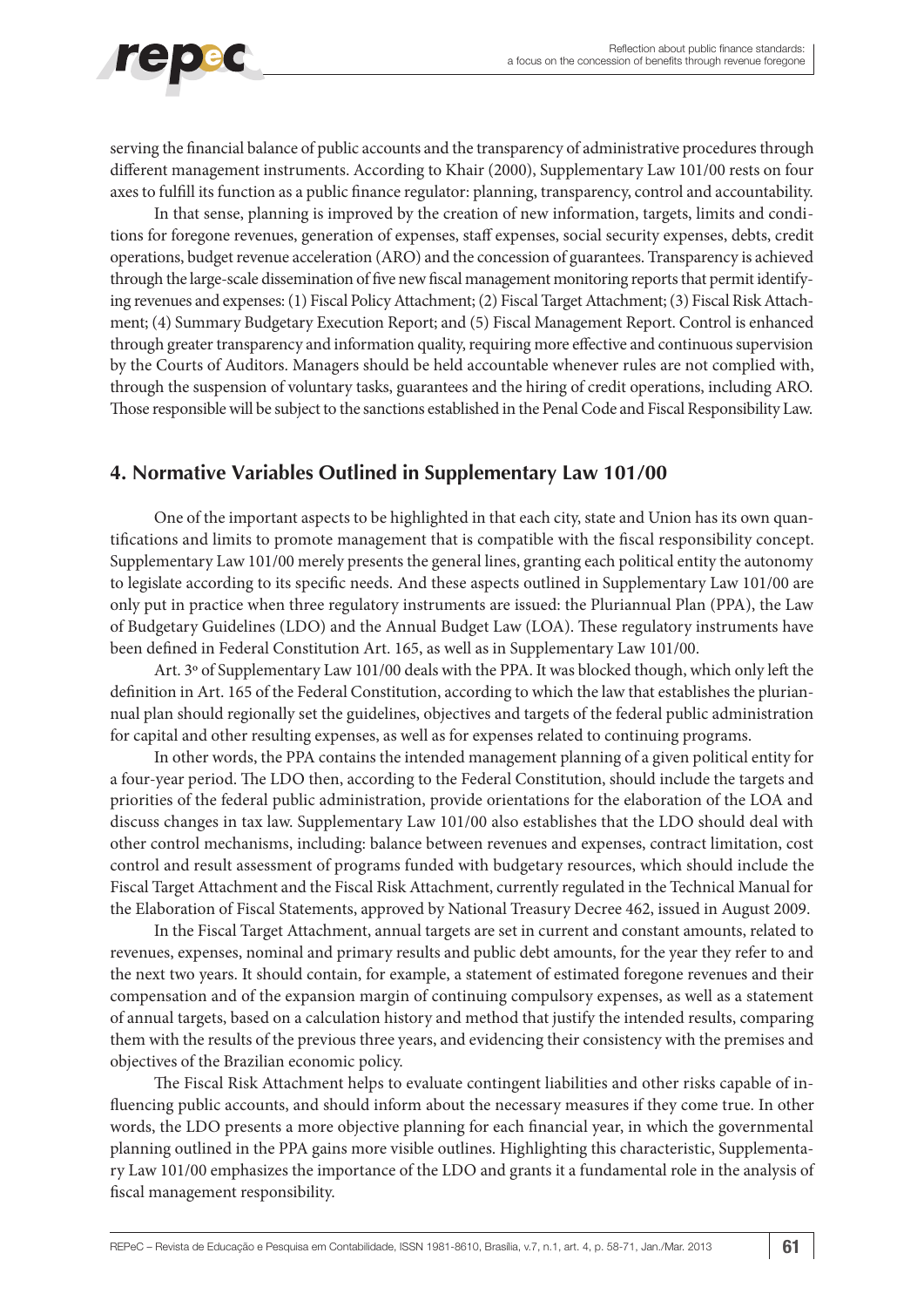serving the financial balance of public accounts and the transparency of administrative procedures through different management instruments. According to Khair (2000), Supplementary Law 101/00 rests on four axes to fulfill its function as a public finance regulator: planning, transparency, control and accountability.

In that sense, planning is improved by the creation of new information, targets, limits and conditions for foregone revenues, generation of expenses, staff expenses, social security expenses, debts, credit operations, budget revenue acceleration (ARO) and the concession of guarantees. Transparency is achieved through the large-scale dissemination of five new fiscal management monitoring reports that permit identifying revenues and expenses: (1) Fiscal Policy Attachment; (2) Fiscal Target Attachment; (3) Fiscal Risk Attachment; (4) Summary Budgetary Execution Report; and (5) Fiscal Management Report. Control is enhanced through greater transparency and information quality, requiring more effective and continuous supervision by the Courts of Auditors. Managers should be held accountable whenever rules are not complied with, through the suspension of voluntary tasks, guarantees and the hiring of credit operations, including ARO. Those responsible will be subject to the sanctions established in the Penal Code and Fiscal Responsibility Law.

## 4. Normative Variables Outlined in Supplementary Law 101/00

One of the important aspects to be highlighted in that each city, state and Union has its own quantifications and limits to promote management that is compatible with the fiscal responsibility concept. Supplementary Law 101/00 merely presents the general lines, granting each political entity the autonomy to legislate according to its specific needs. And these aspects outlined in Supplementary Law 101/00 are only put in practice when three regulatory instruments are issued: the Pluriannual Plan (PPA), the Law of Budgetary Guidelines (LDO) and the Annual Budget Law (LOA). These regulatory instruments have been defined in Federal Constitution Art. 165, as well as in Supplementary Law 101/00.

Art. 3º of Supplementary Law 101/00 deals with the PPA. It was blocked though, which only left the definition in Art. 165 of the Federal Constitution, according to which the law that establishes the pluriannual plan should regionally set the guidelines, objectives and targets of the federal public administration for capital and other resulting expenses, as well as for expenses related to continuing programs.

In other words, the PPA contains the intended management planning of a given political entity for a four-year period. The LDO then, according to the Federal Constitution, should include the targets and priorities of the federal public administration, provide orientations for the elaboration of the LOA and discuss changes in tax law. Supplementary Law 101/00 also establishes that the LDO should deal with other control mechanisms, including: balance between revenues and expenses, contract limitation, cost control and result assessment of programs funded with budgetary resources, which should include the Fiscal Target Attachment and the Fiscal Risk Attachment, currently regulated in the Technical Manual for the Elaboration of Fiscal Statements, approved by National Treasury Decree 462, issued in August 2009.

In the Fiscal Target Attachment, annual targets are set in current and constant amounts, related to revenues, expenses, nominal and primary results and public debt amounts, for the year they refer to and the next two years. It should contain, for example, a statement of estimated foregone revenues and their compensation and of the expansion margin of continuing compulsory expenses, as well as a statement of annual targets, based on a calculation history and method that justify the intended results, comparing them with the results of the previous three years, and evidencing their consistency with the premises and objectives of the Brazilian economic policy.

The Fiscal Risk Attachment helps to evaluate contingent liabilities and other risks capable of influencing public accounts, and should inform about the necessary measures if they come true. In other words, the LDO presents a more objective planning for each financial year, in which the governmental planning outlined in the PPA gains more visible outlines. Highlighting this characteristic, Supplementary Law 101/00 emphasizes the importance of the LDO and grants it a fundamental role in the analysis of fiscal management responsibility.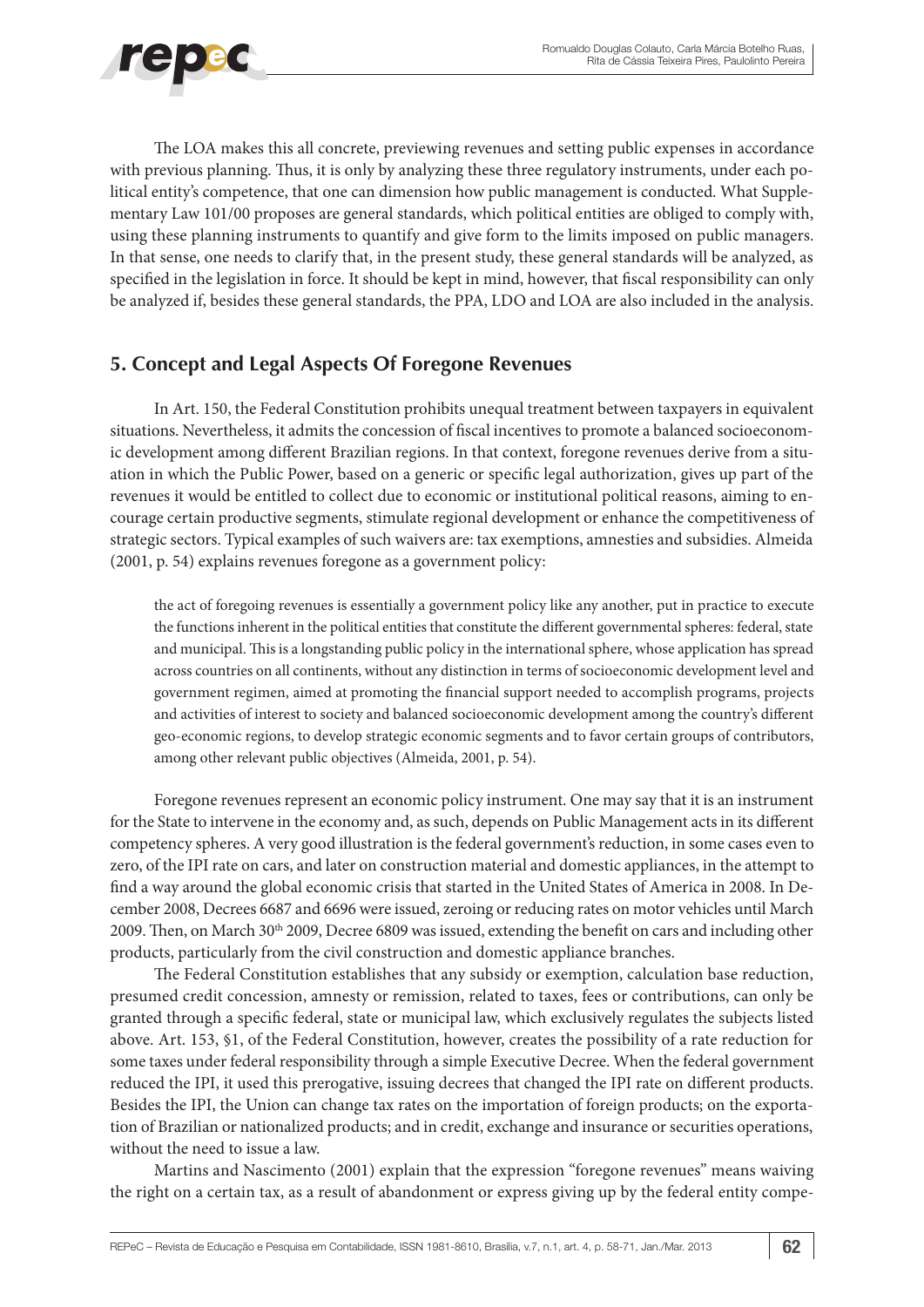The LOA makes this all concrete, previewing revenues and setting public expenses in accordance with previous planning. Thus, it is only by analyzing these three regulatory instruments, under each political entity's competence, that one can dimension how public management is conducted. What Supplementary Law 101/00 proposes are general standards, which political entities are obliged to comply with, using these planning instruments to quantify and give form to the limits imposed on public managers. In that sense, one needs to clarify that, in the present study, these general standards will be analyzed, as specified in the legislation in force. It should be kept in mind, however, that fiscal responsibility can only be analyzed if, besides these general standards, the PPA, LDO and LOA are also included in the analysis.

## 5. Concept and Legal Aspects Of Foregone Revenues

In Art. 150, the Federal Constitution prohibits unequal treatment between taxpayers in equivalent situations. Nevertheless, it admits the concession of fiscal incentives to promote a balanced socioeconomic development among different Brazilian regions. In that context, foregone revenues derive from a situation in which the Public Power, based on a generic or specific legal authorization, gives up part of the revenues it would be entitled to collect due to economic or institutional political reasons, aiming to encourage certain productive segments, stimulate regional development or enhance the competitiveness of strategic sectors. Typical examples of such waivers are: tax exemptions, amnesties and subsidies. Almeida (2001, p. 54) explains revenues foregone as a government policy:

> the act of foregoing revenues is essentially a government policy like any another, put in practice to execute the functions inherent in the political entities that constitute the different governmental spheres: federal, state and municipal. This is a longstanding public policy in the international sphere, whose application has spread across countries on all continents, without any distinction in terms of socioeconomic development level and government regimen, aimed at promoting the financial support needed to accomplish programs, projects and activities of interest to society and balanced socioeconomic development among the country's different geo-economic regions, to develop strategic economic segments and to favor certain groups of contributors, among other relevant public objectives (Almeida, 2001, p. 54).

Foregone revenues represent an economic policy instrument. One may say that it is an instrument for the State to intervene in the economy and, as such, depends on Public Management acts in its different competency spheres. A very good illustration is the federal government's reduction, in some cases even to zero, of the IPI rate on cars, and later on construction material and domestic appliances, in the attempt to find a way around the global economic crisis that started in the United States of America in 2008. In December 2008, Decrees 6687 and 6696 were issued, zeroing or reducing rates on motor vehicles until March 2009. Then, on March 30th 2009, Decree 6809 was issued, extending the benefit on cars and including other products, particularly from the civil construction and domestic appliance branches.

The Federal Constitution establishes that any subsidy or exemption, calculation base reduction, presumed credit concession, amnesty or remission, related to taxes, fees or contributions, can only be granted through a specific federal, state or municipal law, which exclusively regulates the subjects listed above. Art. 153, §1, of the Federal Constitution, however, creates the possibility of a rate reduction for some taxes under federal responsibility through a simple Executive Decree. When the federal government reduced the IPI, it used this prerogative, issuing decrees that changed the IPI rate on different products. Besides the IPI, the Union can change tax rates on the importation of foreign products; on the exportation of Brazilian or nationalized products; and in credit, exchange and insurance or securities operations, without the need to issue a law.

Martins and Nascimento (2001) explain that the expression "foregone revenues" means waiving the right on a certain tax, as a result of abandonment or express giving up by the federal entity compe-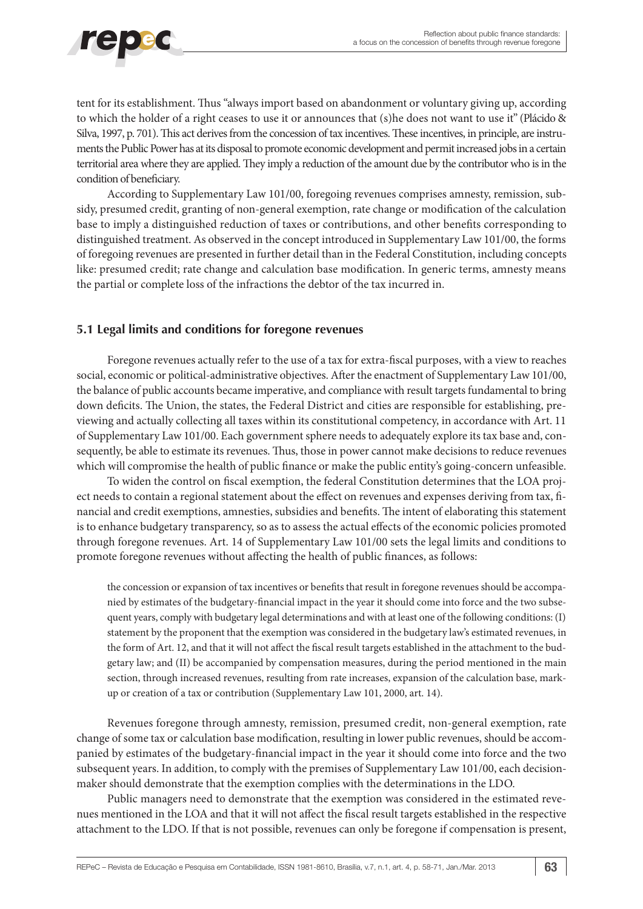tent for its establishment. Thus "always import based on abandonment or voluntary giving up, according to which the holder of a right ceases to use it or announces that (s)he does not want to use it" (Plácido & Silva, 1997, p. 701). This act derives from the concession of tax incentives. These incentives, in principle, are instruments the Public Power has at its disposal to promote economic development and permit increased jobs in a certain territorial area where they are applied. They imply a reduction of the amount due by the contributor who is in the condition of beneficiary.

According to Supplementary Law 101/00, foregoing revenues comprises amnesty, remission, subsidy, presumed credit, granting of non-general exemption, rate change or modification of the calculation base to imply a distinguished reduction of taxes or contributions, and other benefits corresponding to distinguished treatment. As observed in the concept introduced in Supplementary Law 101/00, the forms of foregoing revenues are presented in further detail than in the Federal Constitution, including concepts like: presumed credit; rate change and calculation base modification. In generic terms, amnesty means the partial or complete loss of the infractions the debtor of the tax incurred in.

### 5.1 Legal limits and conditions for foregone revenues

Foregone revenues actually refer to the use of a tax for extra-fiscal purposes, with a view to reaches social, economic or political-administrative objectives. After the enactment of Supplementary Law 101/00, the balance of public accounts became imperative, and compliance with result targets fundamental to bring down deficits. The Union, the states, the Federal District and cities are responsible for establishing, previewing and actually collecting all taxes within its constitutional competency, in accordance with Art. 11 of Supplementary Law 101/00. Each government sphere needs to adequately explore its tax base and, consequently, be able to estimate its revenues. Thus, those in power cannot make decisions to reduce revenues which will compromise the health of public finance or make the public entity's going-concern unfeasible.

To widen the control on fiscal exemption, the federal Constitution determines that the LOA project needs to contain a regional statement about the effect on revenues and expenses deriving from tax, financial and credit exemptions, amnesties, subsidies and benefits. The intent of elaborating this statement is to enhance budgetary transparency, so as to assess the actual effects of the economic policies promoted through foregone revenues. Art. 14 of Supplementary Law 101/00 sets the legal limits and conditions to promote foregone revenues without affecting the health of public finances, as follows:

> the concession or expansion of tax incentives or benefits that result in foregone revenues should be accompanied by estimates of the budgetary-financial impact in the year it should come into force and the two subsequent years, comply with budgetary legal determinations and with at least one of the following conditions: (I) statement by the proponent that the exemption was considered in the budgetary law's estimated revenues, in the form of Art. 12, and that it will not affect the fiscal result targets established in the attachment to the budgetary law; and (II) be accompanied by compensation measures, during the period mentioned in the main section, through increased revenues, resulting from rate increases, expansion of the calculation base, mark-up or creation of a tax or contribution (Supplementary Law 101, 2000, art. 14).

Revenues foregone through amnesty, remission, presumed credit, non-general exemption, rate change of some tax or calculation base modification, resulting in lower public revenues, should be accompanied by estimates of the budgetary-financial impact in the year it should come into force and the two subsequent years. In addition, to comply with the premises of Supplementary Law 101/00, each decision-maker should demonstrate that the exemption complies with the determinations in the LDO.

Public managers need to demonstrate that the exemption was considered in the estimated revenues mentioned in the LOA and that it will not affect the fiscal result targets established in the respective attachment to the LDO. If that is not possible, revenues can only be foregone if compensation is present,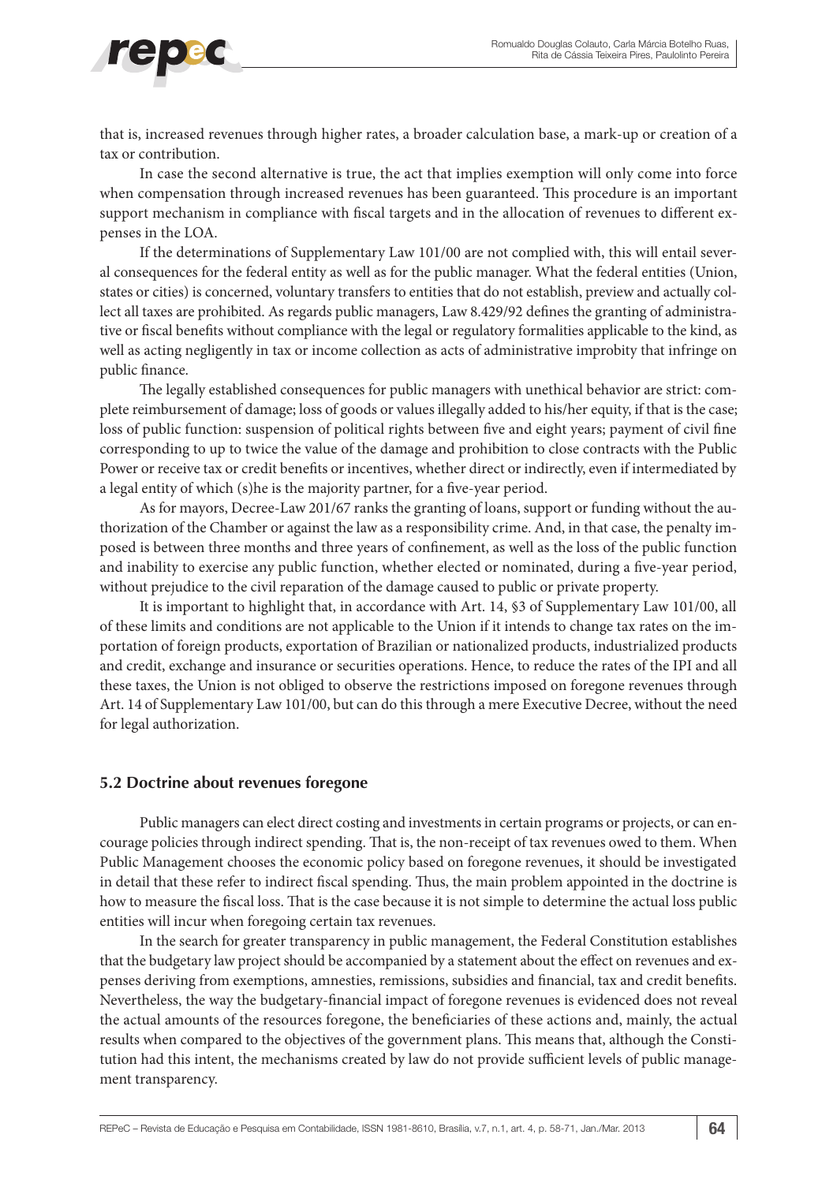that is, increased revenues through higher rates, a broader calculation base, a mark-up or creation of a tax or contribution.

In case the second alternative is true, the act that implies exemption will only come into force when compensation through increased revenues has been guaranteed. This procedure is an important support mechanism in compliance with fiscal targets and in the allocation of revenues to different expenses in the LOA.

If the determinations of Supplementary Law 101/00 are not complied with, this will entail several consequences for the federal entity as well as for the public manager. What the federal entities (Union, states or cities) is concerned, voluntary transfers to entities that do not establish, preview and actually collect all taxes are prohibited. As regards public managers, Law 8.429/92 defines the granting of administrative or fiscal benefits without compliance with the legal or regulatory formalities applicable to the kind, as well as acting negligently in tax or income collection as acts of administrative improbity that infringe on public finance.

The legally established consequences for public managers with unethical behavior are strict: complete reimbursement of damage; loss of goods or values illegally added to his/her equity, if that is the case; loss of public function: suspension of political rights between five and eight years; payment of civil fine corresponding to up to twice the value of the damage and prohibition to close contracts with the Public Power or receive tax or credit benefits or incentives, whether direct or indirectly, even if intermediated by a legal entity of which (s)he is the majority partner, for a five-year period.

As for mayors, Decree-Law 201/67 ranks the granting of loans, support or funding without the authorization of the Chamber or against the law as a responsibility crime. And, in that case, the penalty imposed is between three months and three years of confinement, as well as the loss of the public function and inability to exercise any public function, whether elected or nominated, during a five-year period, without prejudice to the civil reparation of the damage caused to public or private property.

It is important to highlight that, in accordance with Art. 14, §3 of Supplementary Law 101/00, all of these limits and conditions are not applicable to the Union if it intends to change tax rates on the importation of foreign products, exportation of Brazilian or nationalized products, industrialized products and credit, exchange and insurance or securities operations. Hence, to reduce the rates of the IPI and all these taxes, the Union is not obliged to observe the restrictions imposed on foregone revenues through Art. 14 of Supplementary Law 101/00, but can do this through a mere Executive Decree, without the need for legal authorization.

### 5.2 Doctrine about revenues foregone

Public managers can elect direct costing and investments in certain programs or projects, or can encourage policies through indirect spending. That is, the non-receipt of tax revenues owed to them. When Public Management chooses the economic policy based on foregone revenues, it should be investigated in detail that these refer to indirect fiscal spending. Thus, the main problem appointed in the doctrine is how to measure the fiscal loss. That is the case because it is not simple to determine the actual loss public entities will incur when foregoing certain tax revenues.

In the search for greater transparency in public management, the Federal Constitution establishes that the budgetary law project should be accompanied by a statement about the effect on revenues and expenses deriving from exemptions, amnesties, remissions, subsidies and financial, tax and credit benefits. Nevertheless, the way the budgetary-financial impact of foregone revenues is evidenced does not reveal the actual amounts of the resources foregone, the beneficiaries of these actions and, mainly, the actual results when compared to the objectives of the government plans. This means that, although the Constitution had this intent, the mechanisms created by law do not provide sufficient levels of public management transparency.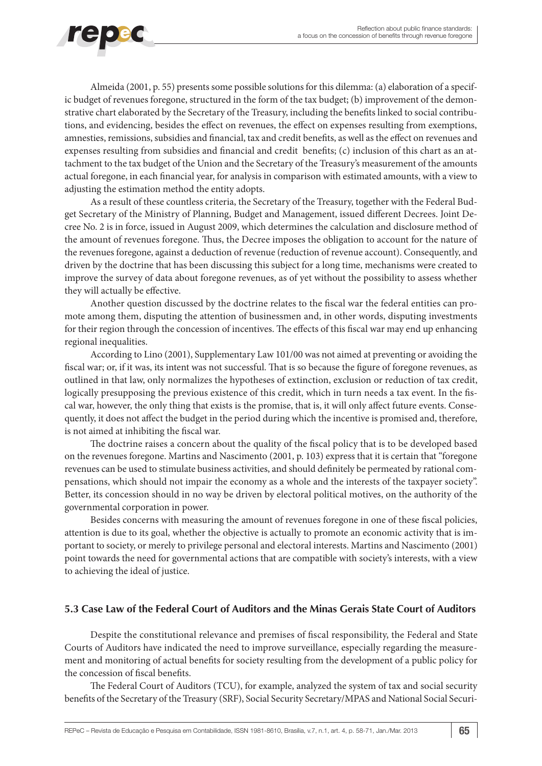Almeida (2001, p. 55) presents some possible solutions for this dilemma: (a) elaboration of a specific budget of revenues foregone, structured in the form of the tax budget; (b) improvement of the demonstrative chart elaborated by the Secretary of the Treasury, including the benefits linked to social contributions, and evidencing, besides the effect on revenues, the effect on expenses resulting from exemptions, amnesties, remissions, subsidies and financial, tax and credit benefits, as well as the effect on revenues and expenses resulting from subsidies and financial and credit benefits; (c) inclusion of this chart as an attachment to the tax budget of the Union and the Secretary of the Treasury's measurement of the amounts actual foregone, in each financial year, for analysis in comparison with estimated amounts, with a view to adjusting the estimation method the entity adopts.

As a result of these countless criteria, the Secretary of the Treasury, together with the Federal Budget Secretary of the Ministry of Planning, Budget and Management, issued different Decrees. Joint Decree No. 2 is in force, issued in August 2009, which determines the calculation and disclosure method of the amount of revenues foregone. Thus, the Decree imposes the obligation to account for the nature of the revenues foregone, against a deduction of revenue (reduction of revenue account). Consequently, and driven by the doctrine that has been discussing this subject for a long time, mechanisms were created to improve the survey of data about foregone revenues, as of yet without the possibility to assess whether they will actually be effective.

Another question discussed by the doctrine relates to the fiscal war the federal entities can promote among them, disputing the attention of businessmen and, in other words, disputing investments for their region through the concession of incentives. The effects of this fiscal war may end up enhancing regional inequalities.

According to Lino (2001), Supplementary Law 101/00 was not aimed at preventing or avoiding the fiscal war; or, if it was, its intent was not successful. That is so because the figure of foregone revenues, as outlined in that law, only normalizes the hypotheses of extinction, exclusion or reduction of tax credit, logically presupposing the previous existence of this credit, which in turn needs a tax event. In the fiscal war, however, the only thing that exists is the promise, that is, it will only affect future events. Consequently, it does not affect the budget in the period during which the incentive is promised and, therefore, is not aimed at inhibiting the fiscal war.

The doctrine raises a concern about the quality of the fiscal policy that is to be developed based on the revenues foregone. Martins and Nascimento (2001, p. 103) express that it is certain that "foregone revenues can be used to stimulate business activities, and should definitely be permeated by rational compensations, which should not impair the economy as a whole and the interests of the taxpayer society". Better, its concession should in no way be driven by electoral political motives, on the authority of the governmental corporation in power.

Besides concerns with measuring the amount of revenues foregone in one of these fiscal policies, attention is due to its goal, whether the objective is actually to promote an economic activity that is important to society, or merely to privilege personal and electoral interests. Martins and Nascimento (2001) point towards the need for governmental actions that are compatible with society's interests, with a view to achieving the ideal of justice.

### 5.3 Case Law of the Federal Court of Auditors and the Minas Gerais State Court of Auditors

Despite the constitutional relevance and premises of fiscal responsibility, the Federal and State Courts of Auditors have indicated the need to improve surveillance, especially regarding the measurement and monitoring of actual benefits for society resulting from the development of a public policy for the concession of fiscal benefits.

The Federal Court of Auditors (TCU), for example, analyzed the system of tax and social security benefits of the Secretary of the Treasury (SRF), Social Security Secretary/MPAS and National Social Securi-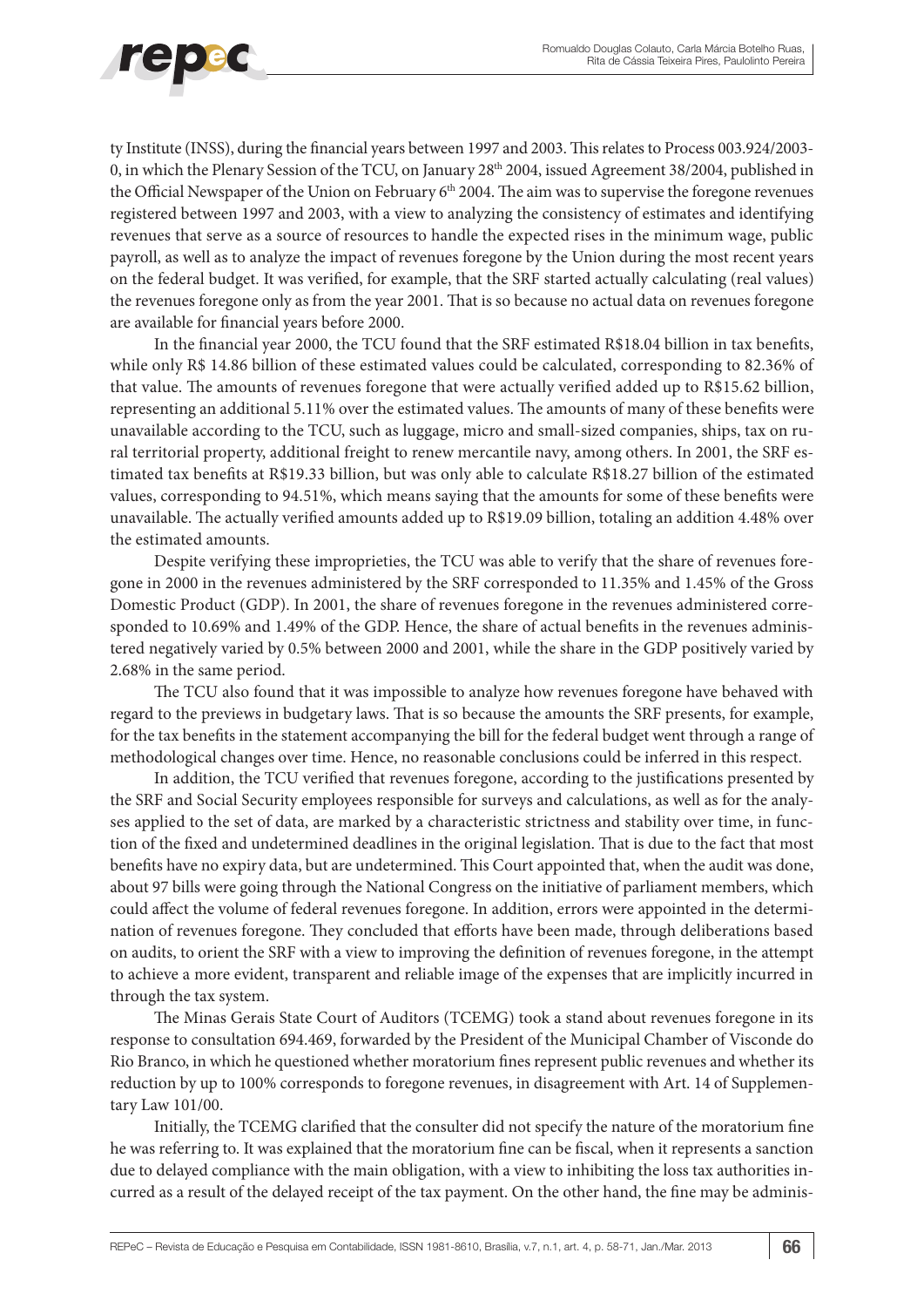ty Institute (INSS), during the financial years between 1997 and 2003. This relates to Process 003.924/2003-0, in which the Plenary Session of the TCU, on January 28th 2004, issued Agreement 38/2004, published in the Official Newspaper of the Union on February 6th 2004. The aim was to supervise the foregone revenues registered between 1997 and 2003, with a view to analyzing the consistency of estimates and identifying revenues that serve as a source of resources to handle the expected rises in the minimum wage, public payroll, as well as to analyze the impact of revenues foregone by the Union during the most recent years on the federal budget. It was verified, for example, that the SRF started actually calculating (real values) the revenues foregone only as from the year 2001. That is so because no actual data on revenues foregone are available for financial years before 2000.

In the financial year 2000, the TCU found that the SRF estimated R$18.04 billion in tax benefits, while only R$ 14.86 billion of these estimated values could be calculated, corresponding to 82.36% of that value. The amounts of revenues foregone that were actually verified added up to R$15.62 billion, representing an additional 5.11% over the estimated values. The amounts of many of these benefits were unavailable according to the TCU, such as luggage, micro and small-sized companies, ships, tax on rural territorial property, additional freight to renew mercantile navy, among others. In 2001, the SRF estimated tax benefits at R$19.33 billion, but was only able to calculate R$18.27 billion of the estimated values, corresponding to 94.51%, which means saying that the amounts for some of these benefits were unavailable. The actually verified amounts added up to R$19.09 billion, totaling an addition 4.48% over the estimated amounts.

Despite verifying these improprieties, the TCU was able to verify that the share of revenues foregone in 2000 in the revenues administered by the SRF corresponded to 11.35% and 1.45% of the Gross Domestic Product (GDP). In 2001, the share of revenues foregone in the revenues administered corresponded to 10.69% and 1.49% of the GDP. Hence, the share of actual benefits in the revenues administered negatively varied by 0.5% between 2000 and 2001, while the share in the GDP positively varied by 2.68% in the same period.

The TCU also found that it was impossible to analyze how revenues foregone have behaved with regard to the previews in budgetary laws. That is so because the amounts the SRF presents, for example, for the tax benefits in the statement accompanying the bill for the federal budget went through a range of methodological changes over time. Hence, no reasonable conclusions could be inferred in this respect.

In addition, the TCU verified that revenues foregone, according to the justifications presented by the SRF and Social Security employees responsible for surveys and calculations, as well as for the analyses applied to the set of data, are marked by a characteristic strictness and stability over time, in function of the fixed and undetermined deadlines in the original legislation. That is due to the fact that most benefits have no expiry data, but are undetermined. This Court appointed that, when the audit was done, about 97 bills were going through the National Congress on the initiative of parliament members, which could affect the volume of federal revenues foregone. In addition, errors were appointed in the determination of revenues foregone. They concluded that efforts have been made, through deliberations based on audits, to orient the SRF with a view to improving the definition of revenues foregone, in the attempt to achieve a more evident, transparent and reliable image of the expenses that are implicitly incurred in through the tax system.

The Minas Gerais State Court of Auditors (TCEMG) took a stand about revenues foregone in its response to consultation 694.469, forwarded by the President of the Municipal Chamber of Visconde do Rio Branco, in which he questioned whether moratorium fines represent public revenues and whether its reduction by up to 100% corresponds to foregone revenues, in disagreement with Art. 14 of Supplementary Law 101/00.

Initially, the TCEMG clarified that the consulter did not specify the nature of the moratorium fine he was referring to. It was explained that the moratorium fine can be fiscal, when it represents a sanction due to delayed compliance with the main obligation, with a view to inhibiting the loss tax authorities incurred as a result of the delayed receipt of the tax payment. On the other hand, the fine may be adminis-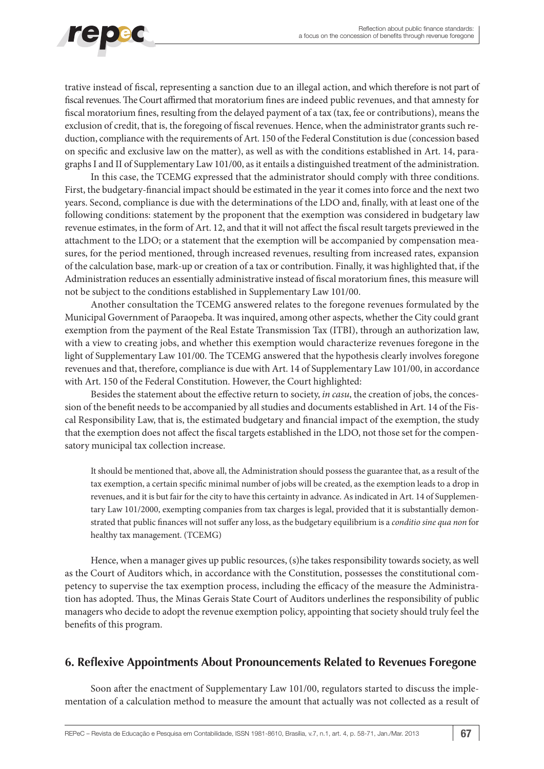trative instead of fiscal, representing a sanction due to an illegal action, and which therefore is not part of fiscal revenues. The Court affirmed that moratorium fines are indeed public revenues, and that amnesty for fiscal moratorium fines, resulting from the delayed payment of a tax (tax, fee or contributions), means the exclusion of credit, that is, the foregoing of fiscal revenues. Hence, when the administrator grants such reduction, compliance with the requirements of Art. 150 of the Federal Constitution is due (concession based on specific and exclusive law on the matter), as well as with the conditions established in Art. 14, paragraphs I and II of Supplementary Law 101/00, as it entails a distinguished treatment of the administration.

In this case, the TCEMG expressed that the administrator should comply with three conditions. First, the budgetary-financial impact should be estimated in the year it comes into force and the next two years. Second, compliance is due with the determinations of the LDO and, finally, with at least one of the following conditions: statement by the proponent that the exemption was considered in budgetary law revenue estimates, in the form of Art. 12, and that it will not affect the fiscal result targets previewed in the attachment to the LDO; or a statement that the exemption will be accompanied by compensation measures, for the period mentioned, through increased revenues, resulting from increased rates, expansion of the calculation base, mark-up or creation of a tax or contribution. Finally, it was highlighted that, if the Administration reduces an essentially administrative instead of fiscal moratorium fines, this measure will not be subject to the conditions established in Supplementary Law 101/00.

Another consultation the TCEMG answered relates to the foregone revenues formulated by the Municipal Government of Paraopeba. It was inquired, among other aspects, whether the City could grant exemption from the payment of the Real Estate Transmission Tax (ITBI), through an authorization law, with a view to creating jobs, and whether this exemption would characterize revenues foregone in the light of Supplementary Law 101/00. The TCEMG answered that the hypothesis clearly involves foregone revenues and that, therefore, compliance is due with Art. 14 of Supplementary Law 101/00, in accordance with Art. 150 of the Federal Constitution. However, the Court highlighted:

Besides the statement about the effective return to society, *in casu*, the creation of jobs, the concession of the benefit needs to be accompanied by all studies and documents established in Art. 14 of the Fiscal Responsibility Law, that is, the estimated budgetary and financial impact of the exemption, the study that the exemption does not affect the fiscal targets established in the LDO, not those set for the compensatory municipal tax collection increase.

> It should be mentioned that, above all, the Administration should possess the guarantee that, as a result of the tax exemption, a certain specific minimal number of jobs will be created, as the exemption leads to a drop in revenues, and it is but fair for the city to have this certainty in advance. As indicated in Art. 14 of Supplementary Law 101/2000, exempting companies from tax charges is legal, provided that it is substantially demonstrated that public finances will not suffer any loss, as the budgetary equilibrium is a *conditio sine qua non* for healthy tax management. (TCEMG)

Hence, when a manager gives up public resources, (s)he takes responsibility towards society, as well as the Court of Auditors which, in accordance with the Constitution, possesses the constitutional competency to supervise the tax exemption process, including the efficacy of the measure the Administration has adopted. Thus, the Minas Gerais State Court of Auditors underlines the responsibility of public managers who decide to adopt the revenue exemption policy, appointing that society should truly feel the benefits of this program.

## 6. Reflexive Appointments About Pronouncements Related to Revenues Foregone

Soon after the enactment of Supplementary Law 101/00, regulators started to discuss the implementation of a calculation method to measure the amount that actually was not collected as a result of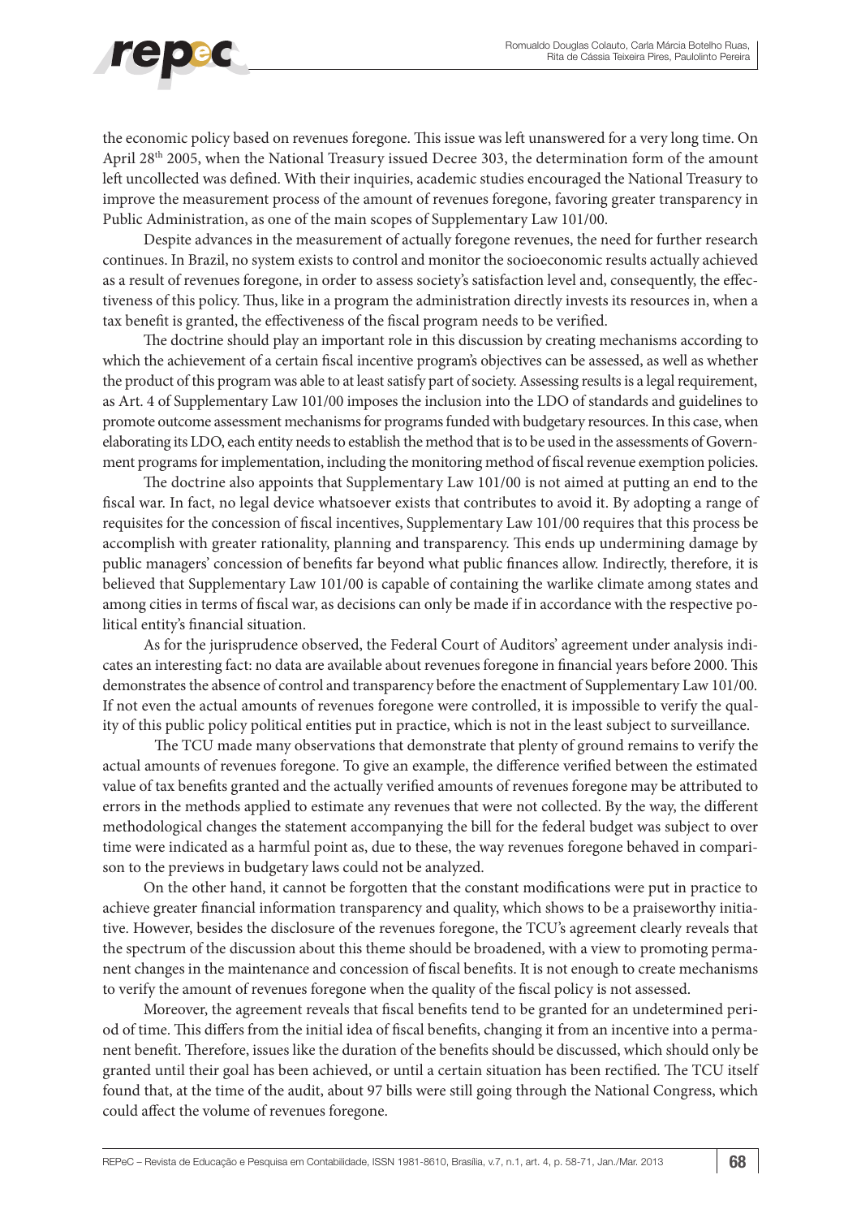the economic policy based on revenues foregone. This issue was left unanswered for a very long time. On April 28th 2005, when the National Treasury issued Decree 303, the determination form of the amount left uncollected was defined. With their inquiries, academic studies encouraged the National Treasury to improve the measurement process of the amount of revenues foregone, favoring greater transparency in Public Administration, as one of the main scopes of Supplementary Law 101/00.

Despite advances in the measurement of actually foregone revenues, the need for further research continues. In Brazil, no system exists to control and monitor the socioeconomic results actually achieved as a result of revenues foregone, in order to assess society's satisfaction level and, consequently, the effectiveness of this policy. Thus, like in a program the administration directly invests its resources in, when a tax benefit is granted, the effectiveness of the fiscal program needs to be verified.

The doctrine should play an important role in this discussion by creating mechanisms according to which the achievement of a certain fiscal incentive program's objectives can be assessed, as well as whether the product of this program was able to at least satisfy part of society. Assessing results is a legal requirement, as Art. 4 of Supplementary Law 101/00 imposes the inclusion into the LDO of standards and guidelines to promote outcome assessment mechanisms for programs funded with budgetary resources. In this case, when elaborating its LDO, each entity needs to establish the method that is to be used in the assessments of Government programs for implementation, including the monitoring method of fiscal revenue exemption policies.

The doctrine also appoints that Supplementary Law 101/00 is not aimed at putting an end to the fiscal war. In fact, no legal device whatsoever exists that contributes to avoid it. By adopting a range of requisites for the concession of fiscal incentives, Supplementary Law 101/00 requires that this process be accomplish with greater rationality, planning and transparency. This ends up undermining damage by public managers' concession of benefits far beyond what public finances allow. Indirectly, therefore, it is believed that Supplementary Law 101/00 is capable of containing the warlike climate among states and among cities in terms of fiscal war, as decisions can only be made if in accordance with the respective political entity's financial situation.

As for the jurisprudence observed, the Federal Court of Auditors' agreement under analysis indicates an interesting fact: no data are available about revenues foregone in financial years before 2000. This demonstrates the absence of control and transparency before the enactment of Supplementary Law 101/00. If not even the actual amounts of revenues foregone were controlled, it is impossible to verify the quality of this public policy political entities put in practice, which is not in the least subject to surveillance.

The TCU made many observations that demonstrate that plenty of ground remains to verify the actual amounts of revenues foregone. To give an example, the difference verified between the estimated value of tax benefits granted and the actually verified amounts of revenues foregone may be attributed to errors in the methods applied to estimate any revenues that were not collected. By the way, the different methodological changes the statement accompanying the bill for the federal budget was subject to over time were indicated as a harmful point as, due to these, the way revenues foregone behaved in comparison to the previews in budgetary laws could not be analyzed.

On the other hand, it cannot be forgotten that the constant modifications were put in practice to achieve greater financial information transparency and quality, which shows to be a praiseworthy initiative. However, besides the disclosure of the revenues foregone, the TCU's agreement clearly reveals that the spectrum of the discussion about this theme should be broadened, with a view to promoting permanent changes in the maintenance and concession of fiscal benefits. It is not enough to create mechanisms to verify the amount of revenues foregone when the quality of the fiscal policy is not assessed.

Moreover, the agreement reveals that fiscal benefits tend to be granted for an undetermined period of time. This differs from the initial idea of fiscal benefits, changing it from an incentive into a permanent benefit. Therefore, issues like the duration of the benefits should be discussed, which should only be granted until their goal has been achieved, or until a certain situation has been rectified. The TCU itself found that, at the time of the audit, about 97 bills were still going through the National Congress, which could affect the volume of revenues foregone.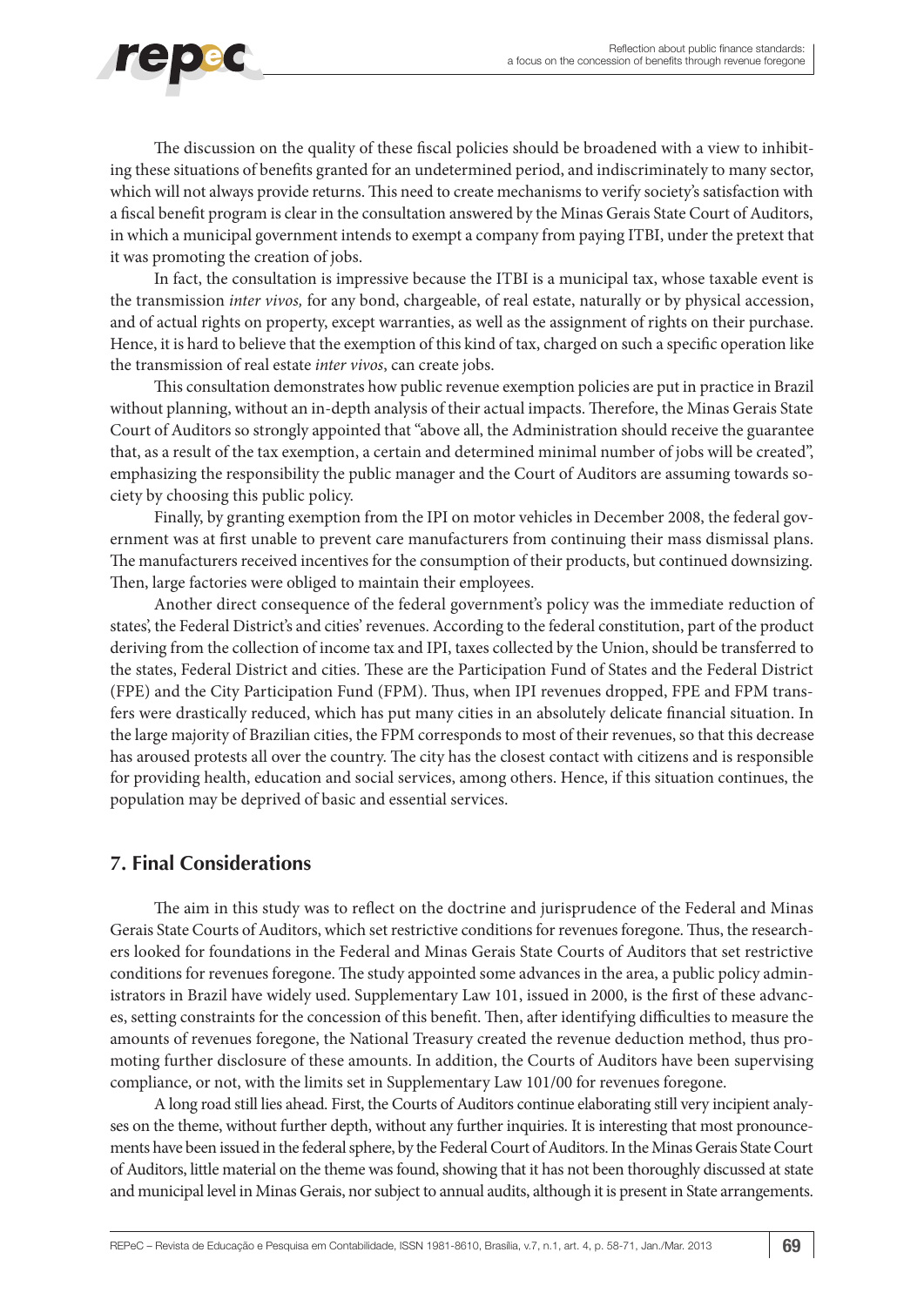The discussion on the quality of these fiscal policies should be broadened with a view to inhibiting these situations of benefits granted for an undetermined period, and indiscriminately to many sector, which will not always provide returns. This need to create mechanisms to verify society's satisfaction with a fiscal benefit program is clear in the consultation answered by the Minas Gerais State Court of Auditors, in which a municipal government intends to exempt a company from paying ITBI, under the pretext that it was promoting the creation of jobs.

In fact, the consultation is impressive because the ITBI is a municipal tax, whose taxable event is the transmission *inter vivos,* for any bond, chargeable, of real estate, naturally or by physical accession, and of actual rights on property, except warranties, as well as the assignment of rights on their purchase. Hence, it is hard to believe that the exemption of this kind of tax, charged on such a specific operation like the transmission of real estate *inter vivos*, can create jobs.

This consultation demonstrates how public revenue exemption policies are put in practice in Brazil without planning, without an in-depth analysis of their actual impacts. Therefore, the Minas Gerais State Court of Auditors so strongly appointed that "above all, the Administration should receive the guarantee that, as a result of the tax exemption, a certain and determined minimal number of jobs will be created", emphasizing the responsibility the public manager and the Court of Auditors are assuming towards society by choosing this public policy.

Finally, by granting exemption from the IPI on motor vehicles in December 2008, the federal government was at first unable to prevent care manufacturers from continuing their mass dismissal plans. The manufacturers received incentives for the consumption of their products, but continued downsizing. Then, large factories were obliged to maintain their employees.

Another direct consequence of the federal government's policy was the immediate reduction of states', the Federal District's and cities' revenues. According to the federal constitution, part of the product deriving from the collection of income tax and IPI, taxes collected by the Union, should be transferred to the states, Federal District and cities. These are the Participation Fund of States and the Federal District (FPE) and the City Participation Fund (FPM). Thus, when IPI revenues dropped, FPE and FPM transfers were drastically reduced, which has put many cities in an absolutely delicate financial situation. In the large majority of Brazilian cities, the FPM corresponds to most of their revenues, so that this decrease has aroused protests all over the country. The city has the closest contact with citizens and is responsible for providing health, education and social services, among others. Hence, if this situation continues, the population may be deprived of basic and essential services.

## 7. Final Considerations

The aim in this study was to reflect on the doctrine and jurisprudence of the Federal and Minas Gerais State Courts of Auditors, which set restrictive conditions for revenues foregone. Thus, the researchers looked for foundations in the Federal and Minas Gerais State Courts of Auditors that set restrictive conditions for revenues foregone. The study appointed some advances in the area, a public policy administrators in Brazil have widely used. Supplementary Law 101, issued in 2000, is the first of these advances, setting constraints for the concession of this benefit. Then, after identifying difficulties to measure the amounts of revenues foregone, the National Treasury created the revenue deduction method, thus promoting further disclosure of these amounts. In addition, the Courts of Auditors have been supervising compliance, or not, with the limits set in Supplementary Law 101/00 for revenues foregone.

A long road still lies ahead. First, the Courts of Auditors continue elaborating still very incipient analyses on the theme, without further depth, without any further inquiries. It is interesting that most pronouncements have been issued in the federal sphere, by the Federal Court of Auditors. In the Minas Gerais State Court of Auditors, little material on the theme was found, showing that it has not been thoroughly discussed at state and municipal level in Minas Gerais, nor subject to annual audits, although it is present in State arrangements.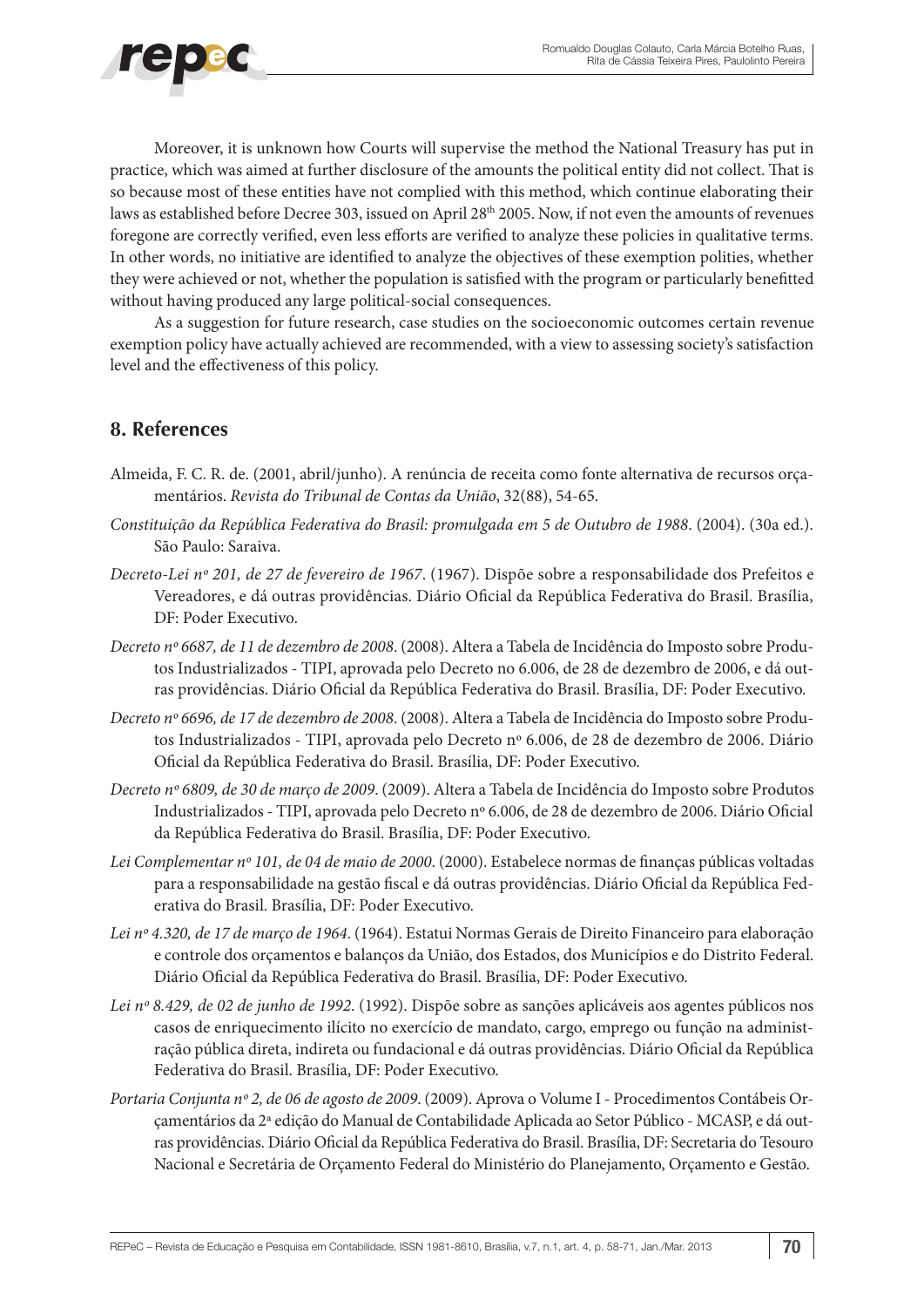Moreover, it is unknown how Courts will supervise the method the National Treasury has put in practice, which was aimed at further disclosure of the amounts the political entity did not collect. That is so because most of these entities have not complied with this method, which continue elaborating their laws as established before Decree 303, issued on April 28th 2005. Now, if not even the amounts of revenues foregone are correctly verified, even less efforts are verified to analyze these policies in qualitative terms. In other words, no initiative are identified to analyze the objectives of these exemption polities, whether they were achieved or not, whether the population is satisfied with the program or particularly benefitted without having produced any large political-social consequences.

As a suggestion for future research, case studies on the socioeconomic outcomes certain revenue exemption policy have actually achieved are recommended, with a view to assessing society's satisfaction level and the effectiveness of this policy.

## 8. References

Almeida, F. C. R. de. (2001, abril/junho). A renúncia de receita como fonte alternativa de recursos orçamentários. *Revista do Tribunal de Contas da União*, 32(88), 54-65.

*Constituição da República Federativa do Brasil: promulgada em 5 de Outubro de 1988*. (2004). (30a ed.). São Paulo: Saraiva.

*Decreto-Lei nº 201, de 27 de fevereiro de 1967*. (1967). Dispõe sobre a responsabilidade dos Prefeitos e Vereadores, e dá outras providências. Diário Oficial da República Federativa do Brasil. Brasília, DF: Poder Executivo.

*Decreto nº 6687, de 11 de dezembro de 2008*. (2008). Altera a Tabela de Incidência do Imposto sobre Produtos Industrializados - TIPI, aprovada pelo Decreto no 6.006, de 28 de dezembro de 2006, e dá outras providências. Diário Oficial da República Federativa do Brasil. Brasília, DF: Poder Executivo.

*Decreto nº 6696, de 17 de dezembro de 2008*. (2008). Altera a Tabela de Incidência do Imposto sobre Produtos Industrializados - TIPI, aprovada pelo Decreto nº 6.006, de 28 de dezembro de 2006. Diário Oficial da República Federativa do Brasil. Brasília, DF: Poder Executivo.

*Decreto nº 6809, de 30 de março de 2009*. (2009). Altera a Tabela de Incidência do Imposto sobre Produtos Industrializados - TIPI, aprovada pelo Decreto nº 6.006, de 28 de dezembro de 2006. Diário Oficial da República Federativa do Brasil. Brasília, DF: Poder Executivo.

*Lei Complementar nº 101, de 04 de maio de 2000*. (2000). Estabelece normas de finanças públicas voltadas para a responsabilidade na gestão fiscal e dá outras providências. Diário Oficial da República Federativa do Brasil. Brasília, DF: Poder Executivo.

*Lei nº 4.320, de 17 de março de 1964*. (1964). Estatui Normas Gerais de Direito Financeiro para elaboração e controle dos orçamentos e balanços da União, dos Estados, dos Municípios e do Distrito Federal. Diário Oficial da República Federativa do Brasil. Brasília, DF: Poder Executivo.

*Lei nº 8.429, de 02 de junho de 1992*. (1992). Dispõe sobre as sanções aplicáveis aos agentes públicos nos casos de enriquecimento ilícito no exercício de mandato, cargo, emprego ou função na administração pública direta, indireta ou fundacional e dá outras providências. Diário Oficial da República Federativa do Brasil. Brasília, DF: Poder Executivo.

*Portaria Conjunta nº 2, de 06 de agosto de 2009*. (2009). Aprova o Volume I - Procedimentos Contábeis Orçamentários da 2ª edição do Manual de Contabilidade Aplicada ao Setor Público - MCASP, e dá outras providências. Diário Oficial da República Federativa do Brasil. Brasília, DF: Secretaria do Tesouro Nacional e Secretária de Orçamento Federal do Ministério do Planejamento, Orçamento e Gestão.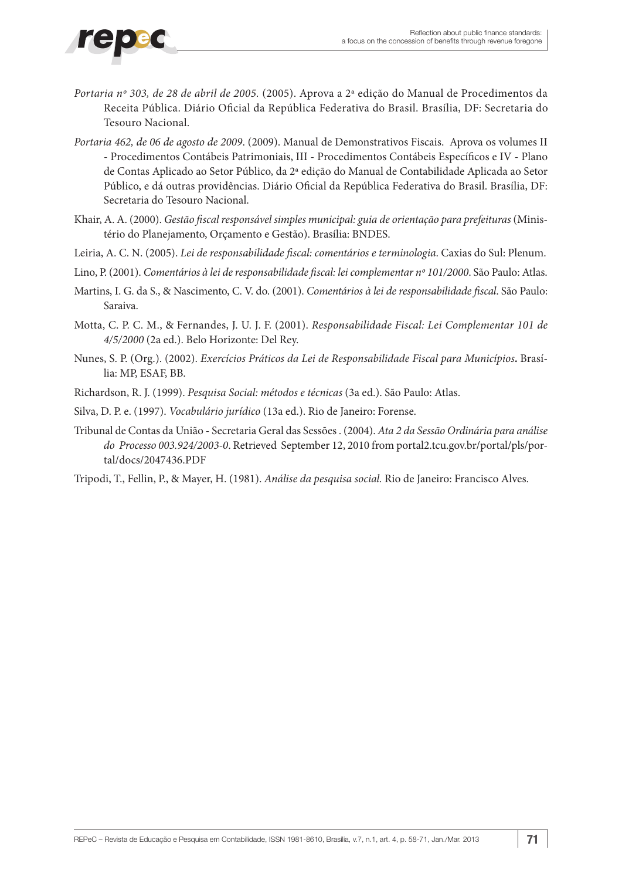*Portaria nº 303, de 28 de abril de 2005.* (2005). Aprova a 2ª edição do Manual de Procedimentos da Receita Pública. Diário Oficial da República Federativa do Brasil. Brasília, DF: Secretaria do Tesouro Nacional.

*Portaria 462, de 06 de agosto de 2009*. (2009). Manual de Demonstrativos Fiscais. Aprova os volumes II - Procedimentos Contábeis Patrimoniais, III - Procedimentos Contábeis Específicos e IV - Plano de Contas Aplicado ao Setor Público, da 2ª edição do Manual de Contabilidade Aplicada ao Setor Público, e dá outras providências. Diário Oficial da República Federativa do Brasil. Brasília, DF: Secretaria do Tesouro Nacional.

Khair, A. A. (2000). *Gestão fiscal responsável simples municipal: guia de orientação para prefeituras* (Ministério do Planejamento, Orçamento e Gestão). Brasília: BNDES.

Leiria, A. C. N. (2005). *Lei de responsabilidade fiscal: comentários e terminologia*. Caxias do Sul: Plenum.

Lino, P. (2001). *Comentários à lei de responsabilidade fiscal: lei complementar nº 101/2000*. São Paulo: Atlas.

Martins, I. G. da S., & Nascimento, C. V. do. (2001). *Comentários à lei de responsabilidade fiscal*. São Paulo: Saraiva.

Motta, C. P. C. M., & Fernandes, J. U. J. F. (2001). *Responsabilidade Fiscal: Lei Complementar 101 de 4/5/2000* (2a ed.). Belo Horizonte: Del Rey.

Nunes, S. P. (Org.). (2002). *Exercícios Práticos da Lei de Responsabilidade Fiscal para Municípios***.** Brasília: MP, ESAF, BB.

Richardson, R. J. (1999). *Pesquisa Social: métodos e técnicas* (3a ed.). São Paulo: Atlas.

Silva, D. P. e. (1997). *Vocabulário jurídico* (13a ed.). Rio de Janeiro: Forense.

Tribunal de Contas da União - Secretaria Geral das Sessões . (2004). *Ata 2 da Sessão Ordinária para análise do Processo 003.924/2003-0*. Retrieved September 12, 2010 from portal2.tcu.gov.br/portal/pls/portal/docs/2047436.PDF

Tripodi, T., Fellin, P., & Mayer, H. (1981). *Análise da pesquisa social.* Rio de Janeiro: Francisco Alves.